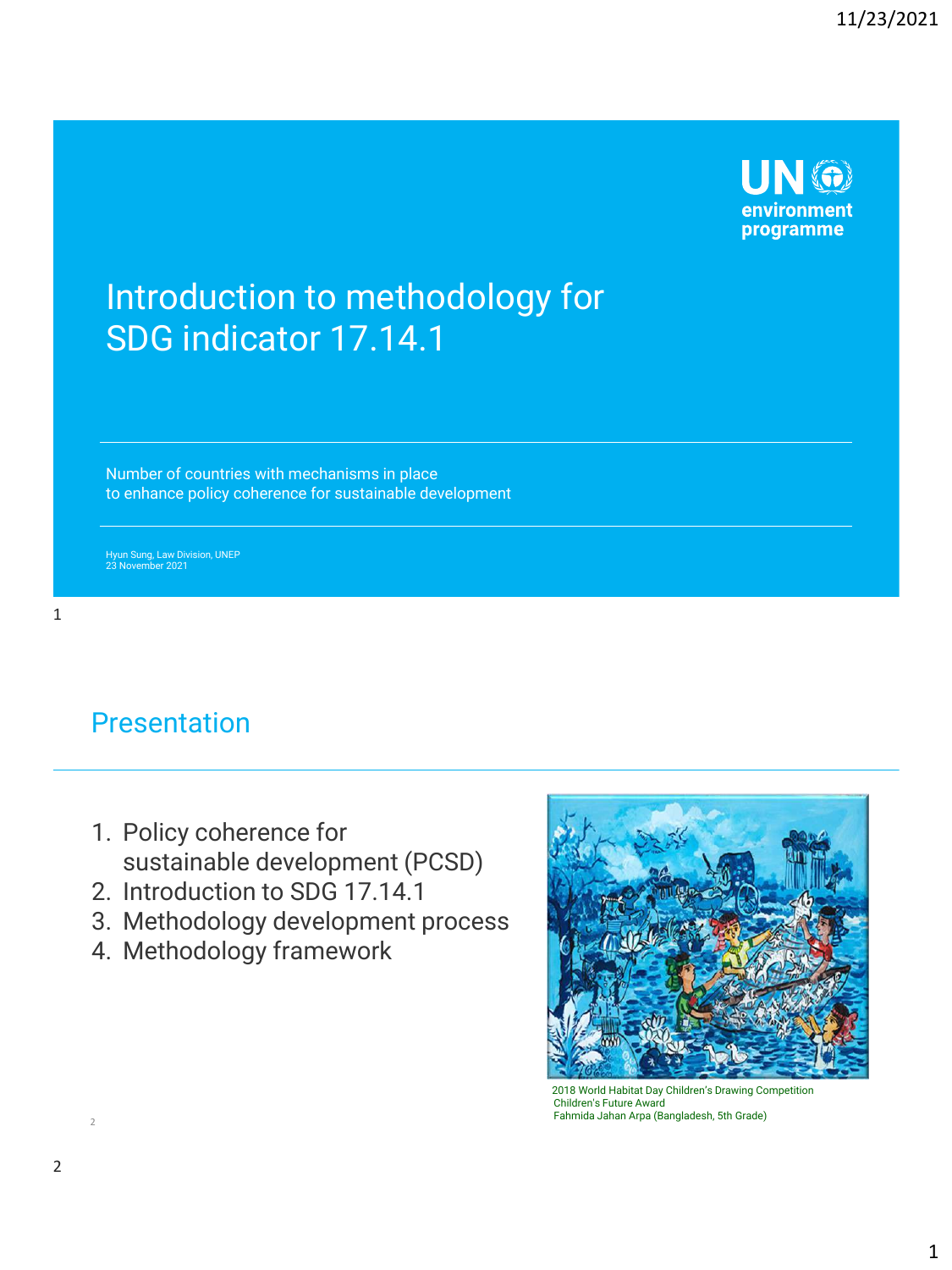# Introduction to methodology for SDG indicator 17.14.1

Number of countries with mechanisms in place to enhance policy coherence for sustainable development

Hyun Sung, Law Division, UNEP
23 November 2021

## Presentation

1. Policy coherence for sustainable development (PCSD)
2. Introduction to SDG 17.14.1
3. Methodology development process
4. Methodology framework

2018 World Habitat Day Children's Drawing Competition
Children's Future Award
Fahmida Jahan Arpa (Bangladesh, 5th Grade)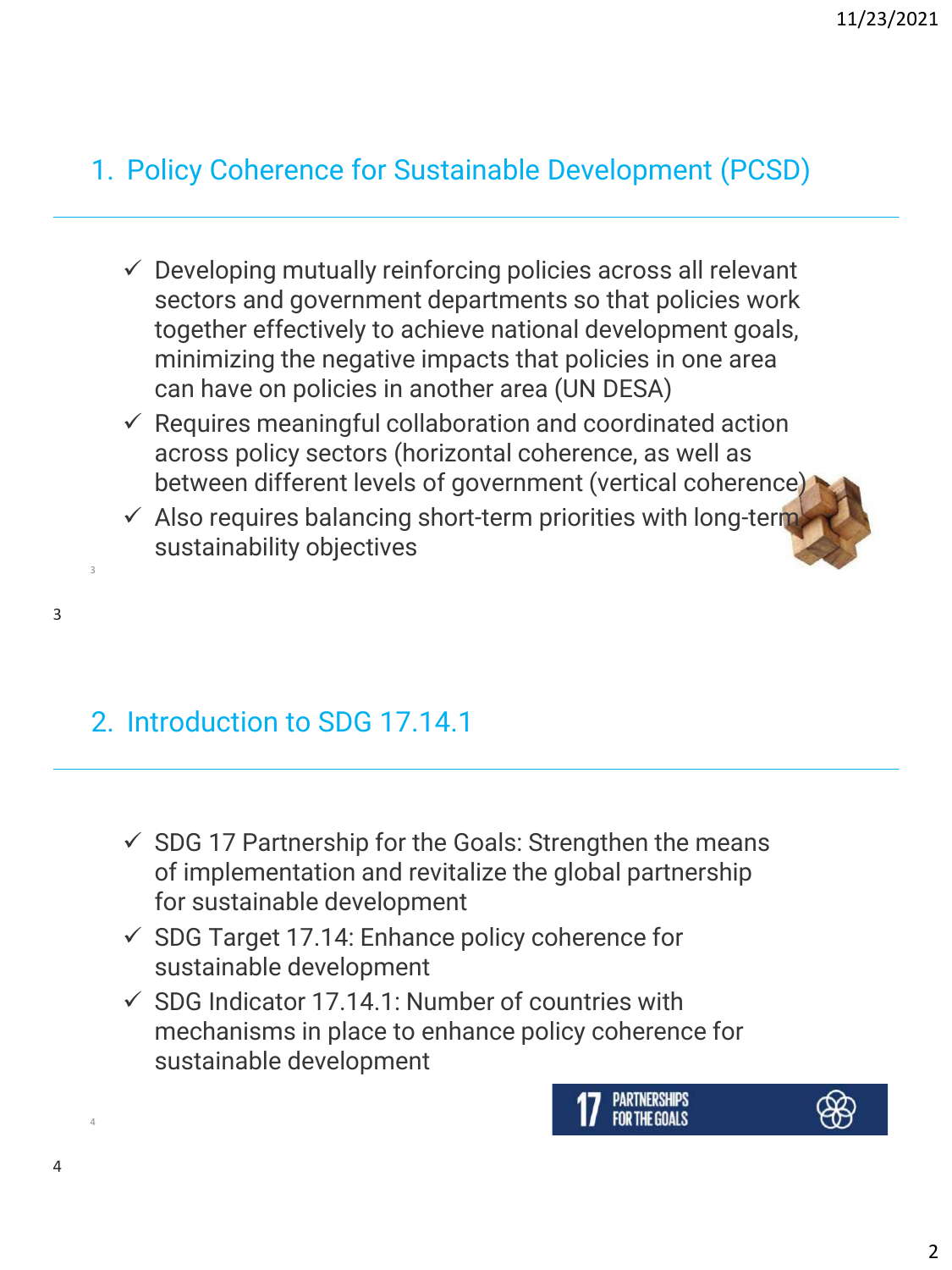## 1. Policy Coherence for Sustainable Development (PCSD)

- ✓ Developing mutually reinforcing policies across all relevant sectors and government departments so that policies work together effectively to achieve national development goals, minimizing the negative impacts that policies in one area can have on policies in another area (UN DESA)
- ✓ Requires meaningful collaboration and coordinated action across policy sectors (horizontal coherence, as well as between different levels of government (vertical coherence)
- ✓ Also requires balancing short-term priorities with long-term sustainability objectives

## 2. Introduction to SDG 17.14.1

- ✓ SDG 17 Partnership for the Goals: Strengthen the means of implementation and revitalize the global partnership for sustainable development
- ✓ SDG Target 17.14: Enhance policy coherence for sustainable development
- ✓ SDG Indicator 17.14.1: Number of countries with mechanisms in place to enhance policy coherence for sustainable development

17 PARTNERSHIPS FOR THE GOALS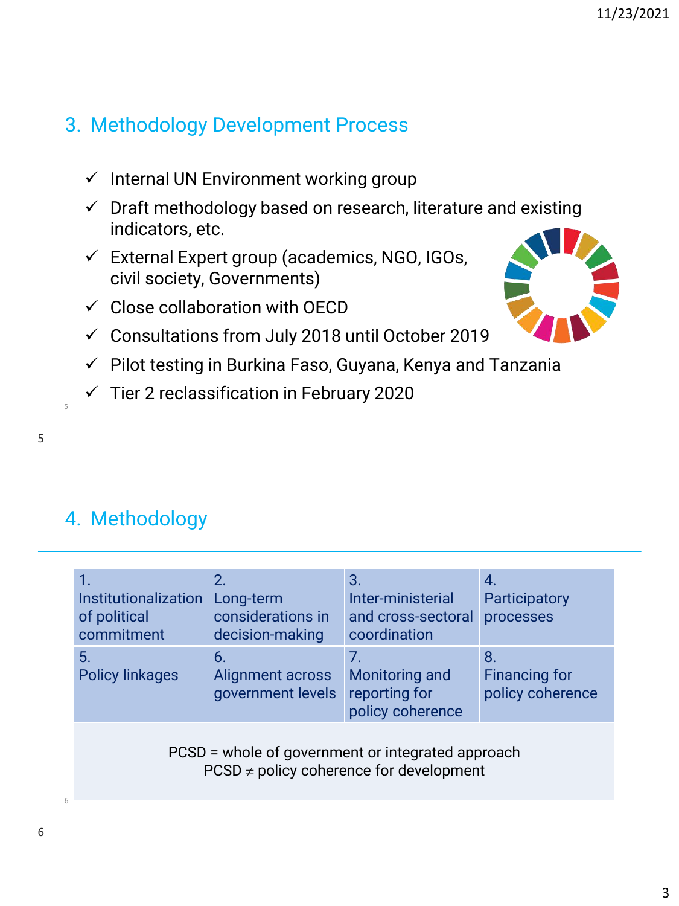## 3. Methodology Development Process

- ✓ Internal UN Environment working group
- ✓ Draft methodology based on research, literature and existing indicators, etc.
- ✓ External Expert group (academics, NGO, IGOs, civil society, Governments)
- ✓ Close collaboration with OECD
- ✓ Consultations from July 2018 until October 2019
- ✓ Pilot testing in Burkina Faso, Guyana, Kenya and Tanzania
- ✓ Tier 2 reclassification in February 2020

## 4. Methodology

| 1. Institutionalization of political commitment | 2. Long-term considerations in decision-making | 3. Inter-ministerial and cross-sectoral coordination | 4. Participatory processes |
|---|---|---|---|
| 5. Policy linkages | 6. Alignment across government levels | 7. Monitoring and reporting for policy coherence | 8. Financing for policy coherence |

PCSD = whole of government or integrated approach
PCSD ≠ policy coherence for development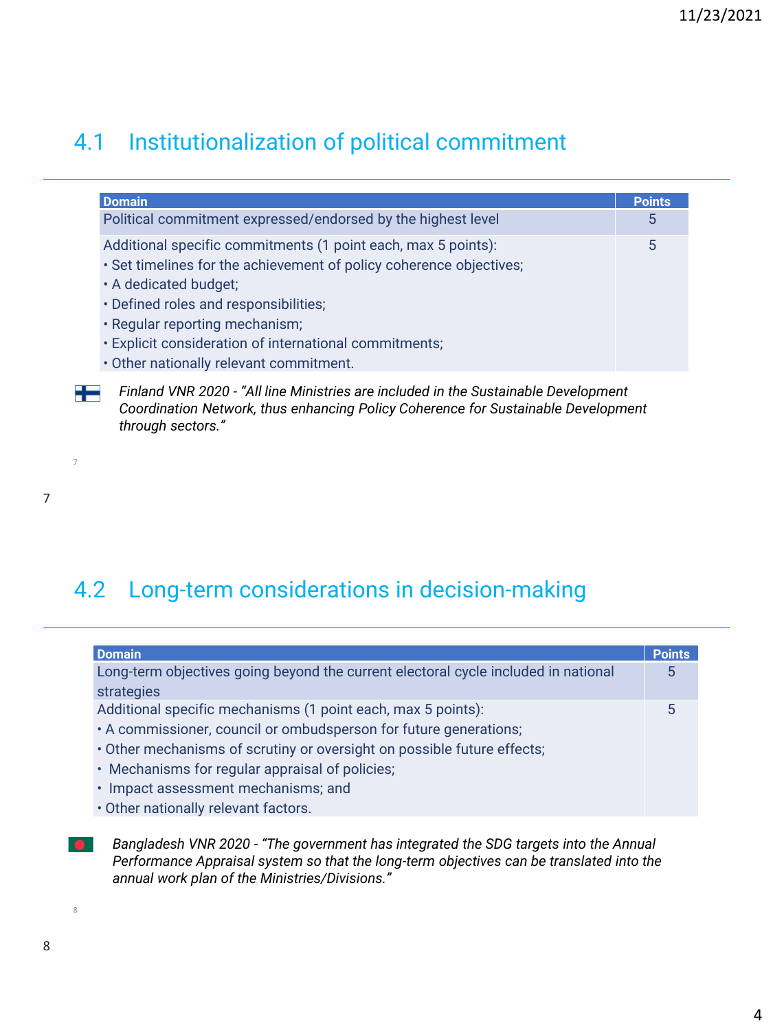## 4.1 Institutionalization of political commitment

| Domain | Points |
|---|---|
| Political commitment expressed/endorsed by the highest level | 5 |
| Additional specific commitments (1 point each, max 5 points):<br>• Set timelines for the achievement of policy coherence objectives;<br>• A dedicated budget;<br>• Defined roles and responsibilities;<br>• Regular reporting mechanism;<br>• Explicit consideration of international commitments;<br>• Other nationally relevant commitment. | 5 |

*Finland VNR 2020 - "All line Ministries are included in the Sustainable Development Coordination Network, thus enhancing Policy Coherence for Sustainable Development through sectors."*

## 4.2 Long-term considerations in decision-making

| Domain | Points |
|---|---|
| Long-term objectives going beyond the current electoral cycle included in national strategies | 5 |
| Additional specific mechanisms (1 point each, max 5 points):<br>• A commissioner, council or ombudsperson for future generations;<br>• Other mechanisms of scrutiny or oversight on possible future effects;<br>• Mechanisms for regular appraisal of policies;<br>• Impact assessment mechanisms; and<br>• Other nationally relevant factors. | 5 |

*Bangladesh VNR 2020 - "The government has integrated the SDG targets into the Annual Performance Appraisal system so that the long-term objectives can be translated into the annual work plan of the Ministries/Divisions."*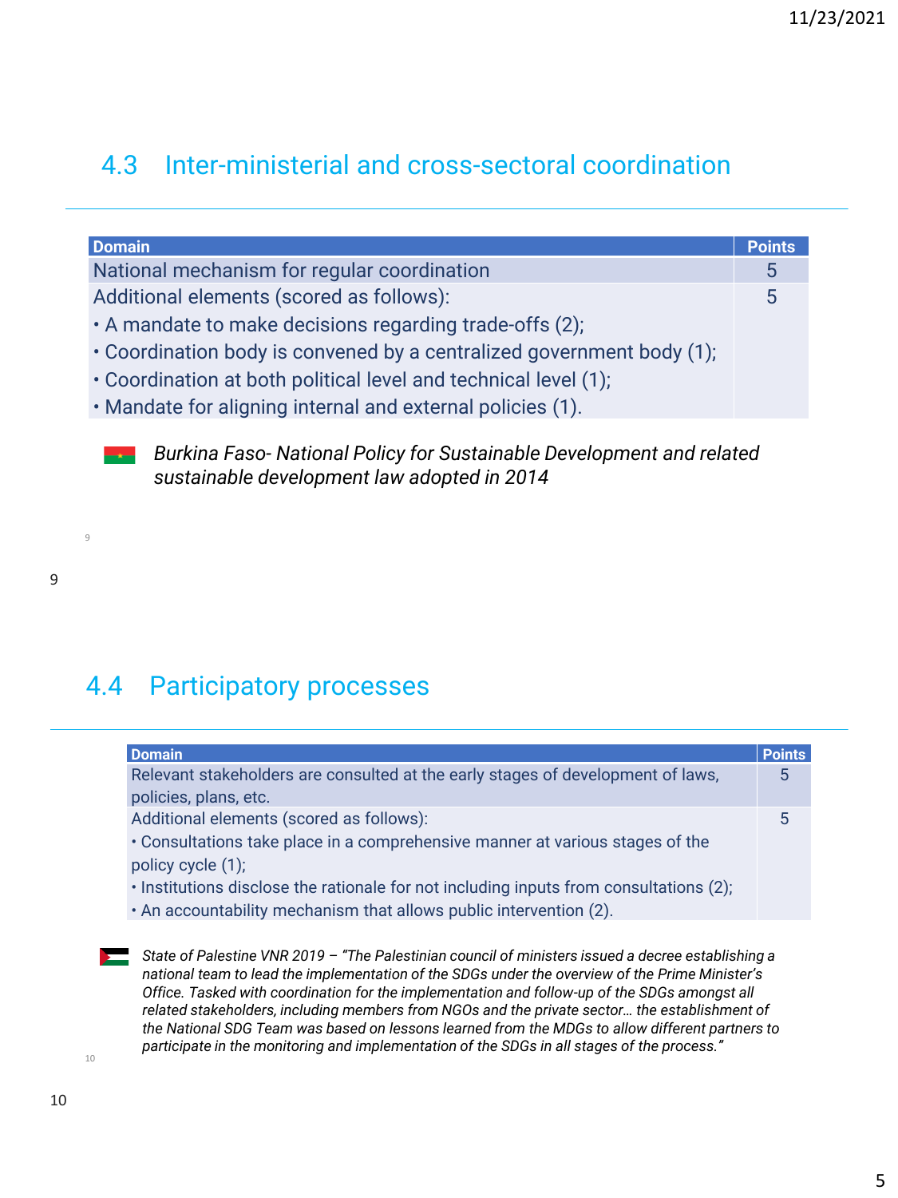## 4.3 Inter-ministerial and cross-sectoral coordination

| Domain | Points |
|---|---|
| National mechanism for regular coordination | 5 |
| Additional elements (scored as follows):<br>• A mandate to make decisions regarding trade-offs (2);<br>• Coordination body is convened by a centralized government body (1);<br>• Coordination at both political level and technical level (1);<br>• Mandate for aligning internal and external policies (1). | 5 |

*Burkina Faso- National Policy for Sustainable Development and related sustainable development law adopted in 2014*

## 4.4 Participatory processes

| Domain | Points |
|---|---|
| Relevant stakeholders are consulted at the early stages of development of laws, policies, plans, etc. | 5 |
| Additional elements (scored as follows):<br>• Consultations take place in a comprehensive manner at various stages of the policy cycle (1);<br>• Institutions disclose the rationale for not including inputs from consultations (2);<br>• An accountability mechanism that allows public intervention (2). | 5 |

*State of Palestine VNR 2019 – "The Palestinian council of ministers issued a decree establishing a national team to lead the implementation of the SDGs under the overview of the Prime Minister's Office. Tasked with coordination for the implementation and follow-up of the SDGs amongst all related stakeholders, including members from NGOs and the private sector… the establishment of the National SDG Team was based on lessons learned from the MDGs to allow different partners to participate in the monitoring and implementation of the SDGs in all stages of the process."*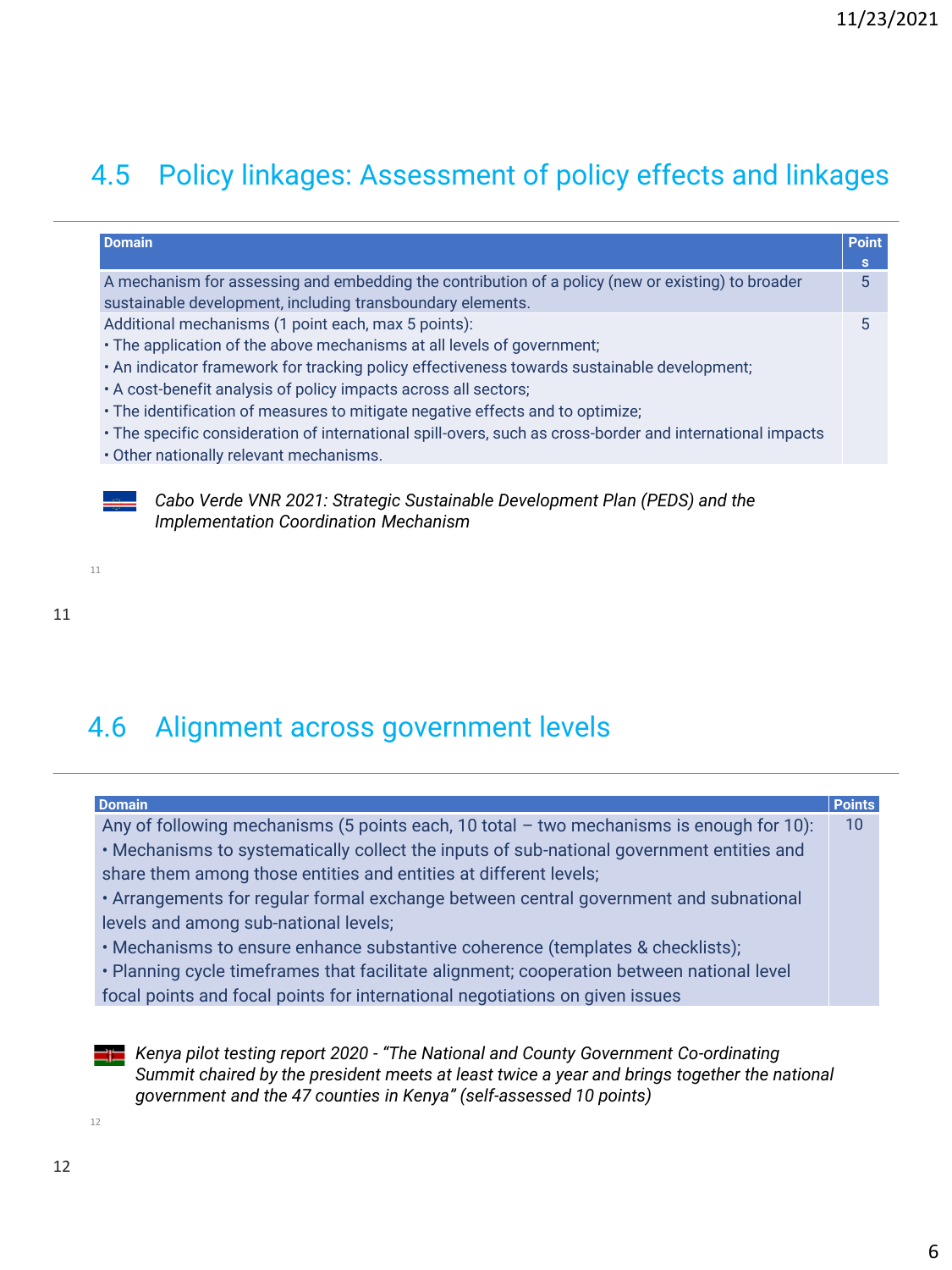## 4.5 Policy linkages: Assessment of policy effects and linkages

| Domain | Points |
| --- | --- |
| A mechanism for assessing and embedding the contribution of a policy (new or existing) to broader sustainable development, including transboundary elements. | 5 |
| Additional mechanisms (1 point each, max 5 points):<br>• The application of the above mechanisms at all levels of government;<br>• An indicator framework for tracking policy effectiveness towards sustainable development;<br>• A cost-benefit analysis of policy impacts across all sectors;<br>• The identification of measures to mitigate negative effects and to optimize;<br>• The specific consideration of international spill-overs, such as cross-border and international impacts<br>• Other nationally relevant mechanisms. | 5 |

*Cabo Verde VNR 2021: Strategic Sustainable Development Plan (PEDS) and the Implementation Coordination Mechanism*

## 4.6 Alignment across government levels

| Domain | Points |
| --- | --- |
| Any of following mechanisms (5 points each, 10 total – two mechanisms is enough for 10):<br>• Mechanisms to systematically collect the inputs of sub-national government entities and share them among those entities and entities at different levels;<br>• Arrangements for regular formal exchange between central government and subnational levels and among sub-national levels;<br>• Mechanisms to ensure enhance substantive coherence (templates & checklists);<br>• Planning cycle timeframes that facilitate alignment; cooperation between national level focal points and focal points for international negotiations on given issues | 10 |

*Kenya pilot testing report 2020 - "The National and County Government Co-ordinating Summit chaired by the president meets at least twice a year and brings together the national government and the 47 counties in Kenya" (self-assessed 10 points)*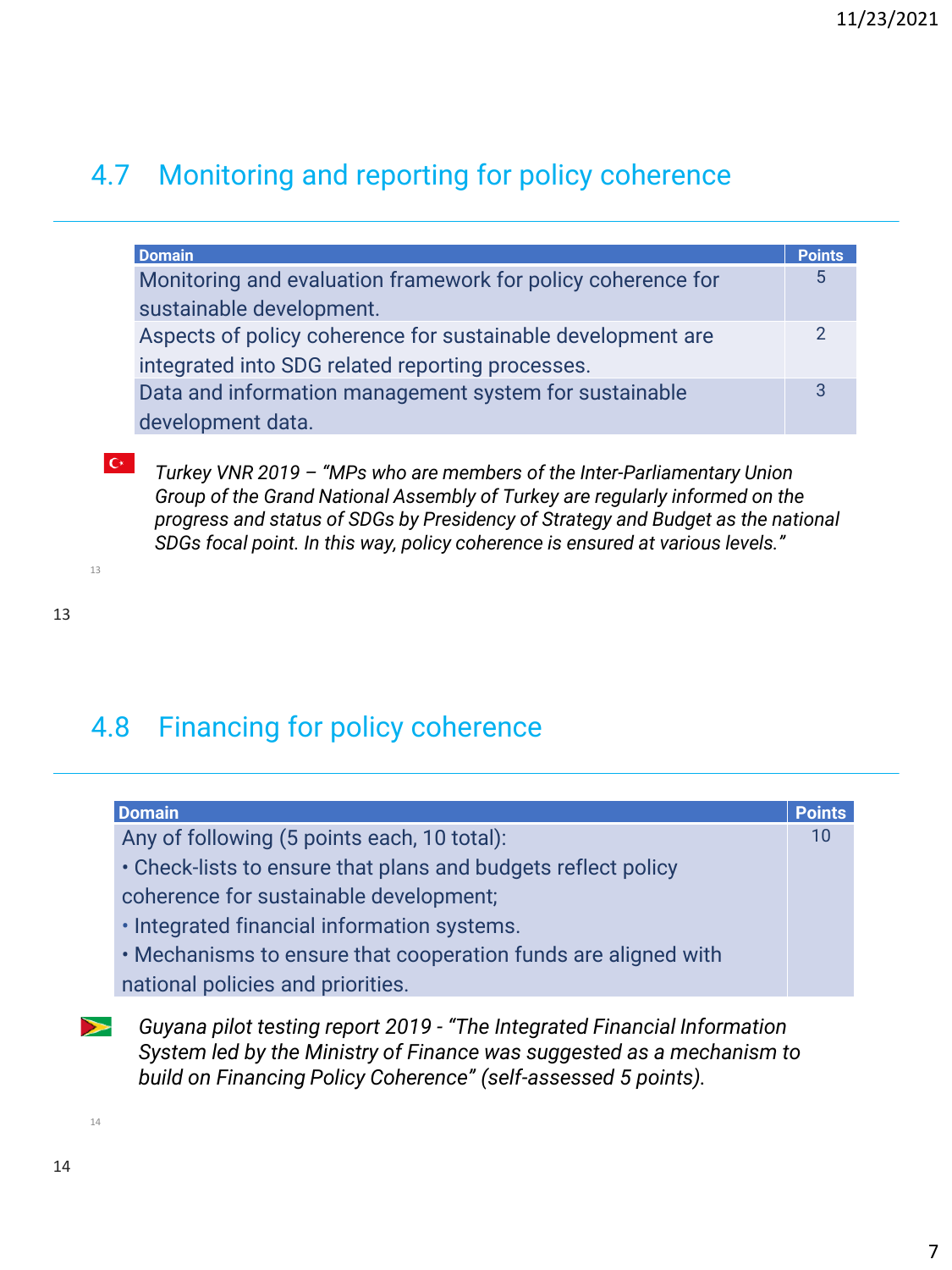## 4.7 Monitoring and reporting for policy coherence

| Domain | Points |
|---|---|
| Monitoring and evaluation framework for policy coherence for sustainable development. | 5 |
| Aspects of policy coherence for sustainable development are integrated into SDG related reporting processes. | 2 |
| Data and information management system for sustainable development data. | 3 |

*Turkey VNR 2019 – "MPs who are members of the Inter-Parliamentary Union Group of the Grand National Assembly of Turkey are regularly informed on the progress and status of SDGs by Presidency of Strategy and Budget as the national SDGs focal point. In this way, policy coherence is ensured at various levels."*

## 4.8 Financing for policy coherence

| Domain | Points |
|---|---|
| Any of following (5 points each, 10 total):<br>• Check-lists to ensure that plans and budgets reflect policy coherence for sustainable development;<br>• Integrated financial information systems.<br>• Mechanisms to ensure that cooperation funds are aligned with national policies and priorities. | 10 |

*Guyana pilot testing report 2019 - "The Integrated Financial Information System led by the Ministry of Finance was suggested as a mechanism to build on Financing Policy Coherence" (self-assessed 5 points).*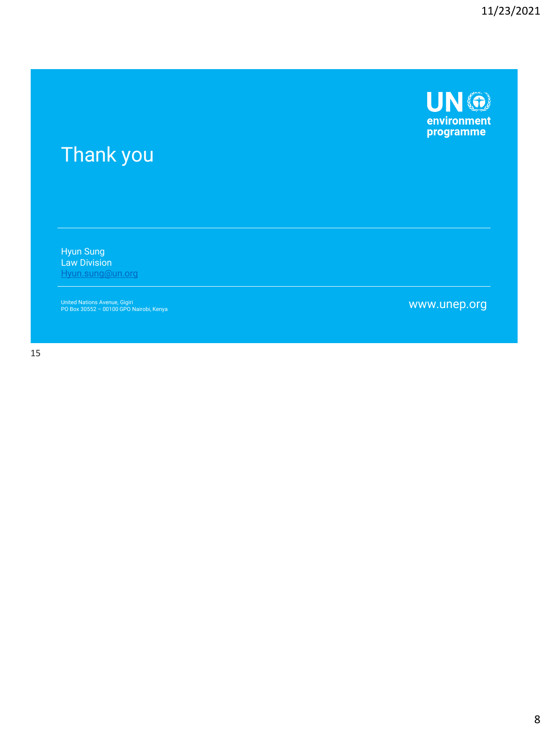# Thank you

UN environment programme

Hyun Sung
Law Division
Hyun.sung@un.org

United Nations Avenue, Gigiri
PO Box 30552 – 00100 GPO Nairobi, Kenya

www.unep.org